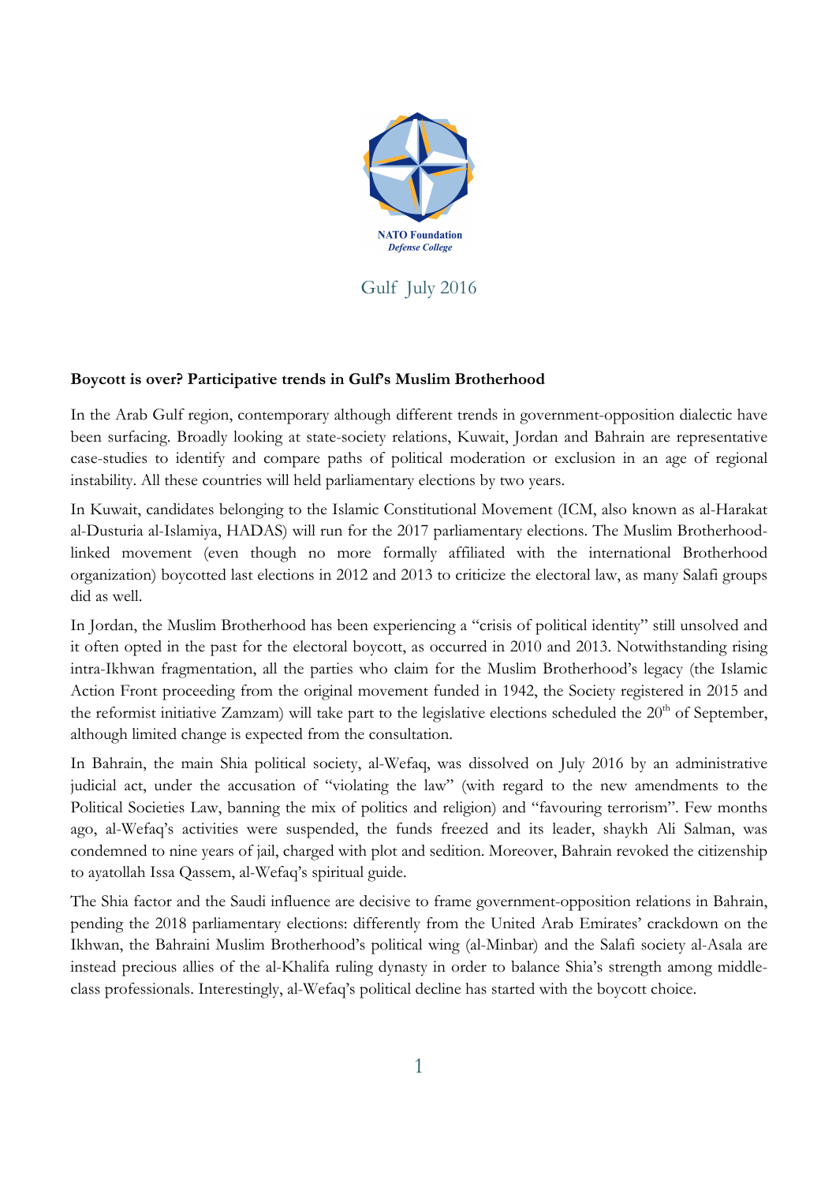NATO Foundation
*Defense College*

Gulf July 2016

**Boycott is over? Participative trends in Gulf's Muslim Brotherhood**

In the Arab Gulf region, contemporary although different trends in government-opposition dialectic have been surfacing. Broadly looking at state-society relations, Kuwait, Jordan and Bahrain are representative case-studies to identify and compare paths of political moderation or exclusion in an age of regional instability. All these countries will held parliamentary elections by two years.

In Kuwait, candidates belonging to the Islamic Constitutional Movement (ICM, also known as al-Harakat al-Dusturia al-Islamiya, HADAS) will run for the 2017 parliamentary elections. The Muslim Brotherhood-linked movement (even though no more formally affiliated with the international Brotherhood organization) boycotted last elections in 2012 and 2013 to criticize the electoral law, as many Salafi groups did as well.

In Jordan, the Muslim Brotherhood has been experiencing a "crisis of political identity" still unsolved and it often opted in the past for the electoral boycott, as occurred in 2010 and 2013. Notwithstanding rising intra-Ikhwan fragmentation, all the parties who claim for the Muslim Brotherhood's legacy (the Islamic Action Front proceeding from the original movement funded in 1942, the Society registered in 2015 and the reformist initiative Zamzam) will take part to the legislative elections scheduled the 20th of September, although limited change is expected from the consultation.

In Bahrain, the main Shia political society, al-Wefaq, was dissolved on July 2016 by an administrative judicial act, under the accusation of "violating the law" (with regard to the new amendments to the Political Societies Law, banning the mix of politics and religion) and "favouring terrorism". Few months ago, al-Wefaq's activities were suspended, the funds freezed and its leader, shaykh Ali Salman, was condemned to nine years of jail, charged with plot and sedition. Moreover, Bahrain revoked the citizenship to ayatollah Issa Qassem, al-Wefaq's spiritual guide.

The Shia factor and the Saudi influence are decisive to frame government-opposition relations in Bahrain, pending the 2018 parliamentary elections: differently from the United Arab Emirates' crackdown on the Ikhwan, the Bahraini Muslim Brotherhood's political wing (al-Minbar) and the Salafi society al-Asala are instead precious allies of the al-Khalifa ruling dynasty in order to balance Shia's strength among middle-class professionals. Interestingly, al-Wefaq's political decline has started with the boycott choice.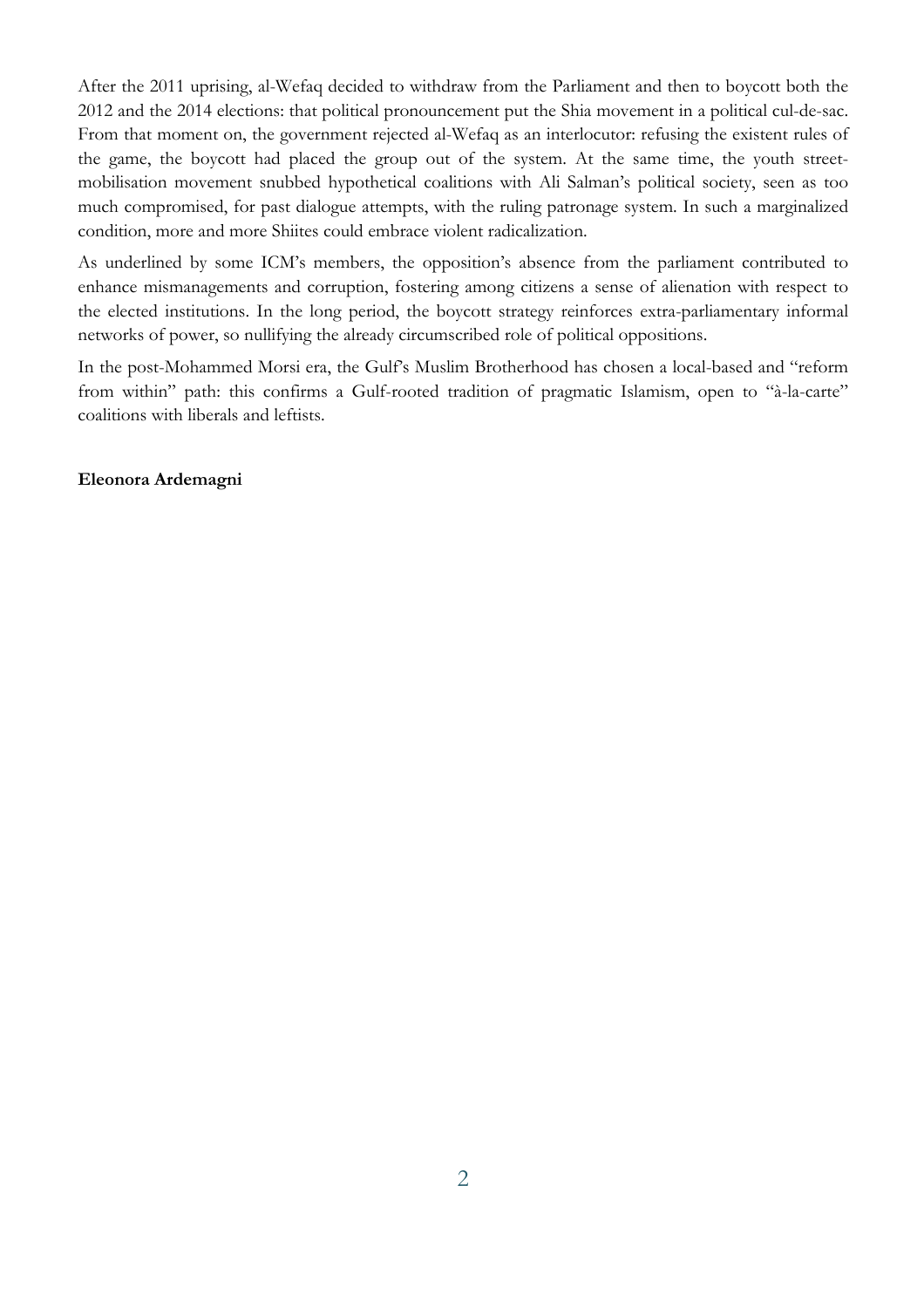After the 2011 uprising, al-Wefaq decided to withdraw from the Parliament and then to boycott both the 2012 and the 2014 elections: that political pronouncement put the Shia movement in a political cul-de-sac. From that moment on, the government rejected al-Wefaq as an interlocutor: refusing the existent rules of the game, the boycott had placed the group out of the system. At the same time, the youth street-mobilisation movement snubbed hypothetical coalitions with Ali Salman's political society, seen as too much compromised, for past dialogue attempts, with the ruling patronage system. In such a marginalized condition, more and more Shiites could embrace violent radicalization.

As underlined by some ICM's members, the opposition's absence from the parliament contributed to enhance mismanagements and corruption, fostering among citizens a sense of alienation with respect to the elected institutions. In the long period, the boycott strategy reinforces extra-parliamentary informal networks of power, so nullifying the already circumscribed role of political oppositions.

In the post-Mohammed Morsi era, the Gulf's Muslim Brotherhood has chosen a local-based and "reform from within" path: this confirms a Gulf-rooted tradition of pragmatic Islamism, open to "à-la-carte" coalitions with liberals and leftists.

**Eleonora Ardemagni**